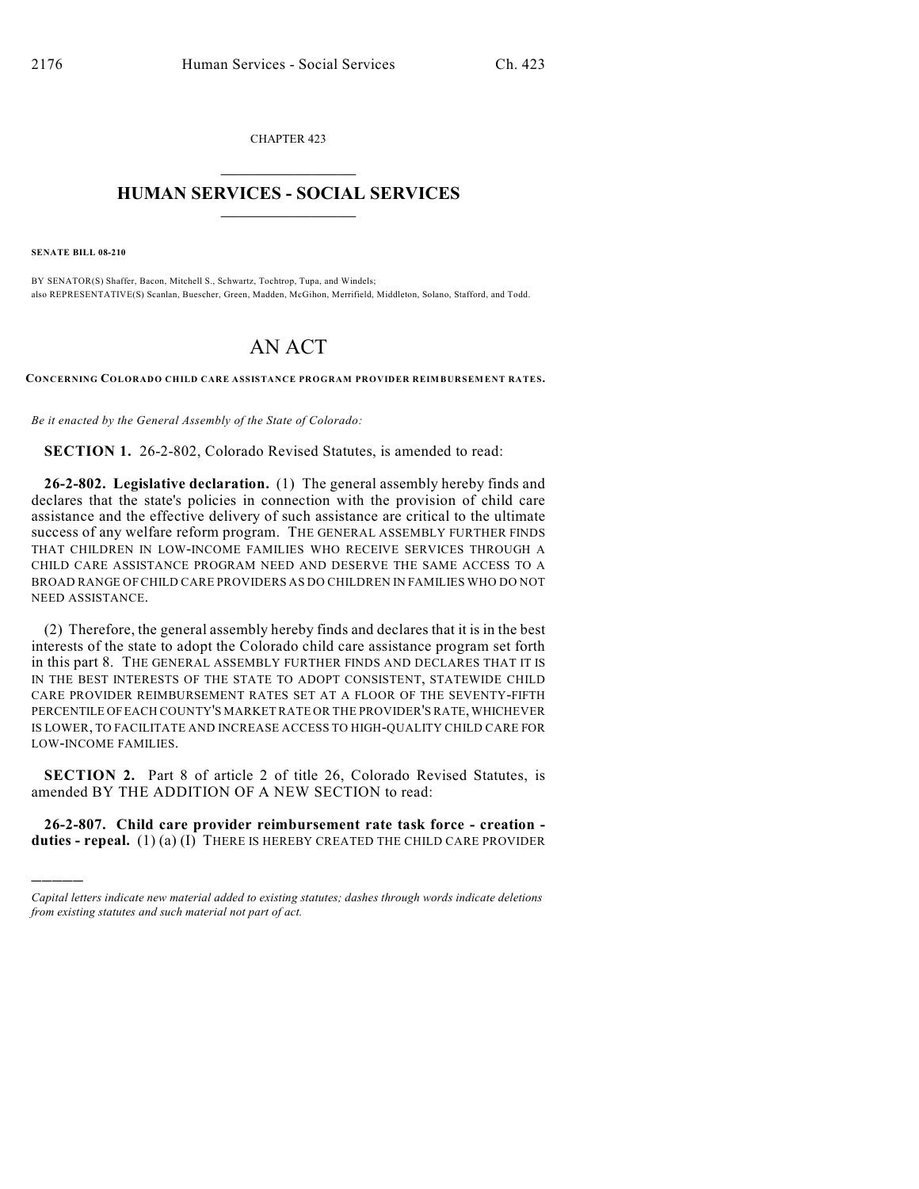CHAPTER 423

# HUMAN SERVICES - SOCIAL SERVICES

**SENATE BILL 08-210**

BY SENATOR(S) Shaffer, Bacon, Mitchell S., Schwartz, Tochtrop, Tupa, and Windels;
also REPRESENTATIVE(S) Scanlan, Buescher, Green, Madden, McGihon, Merrifield, Middleton, Solano, Stafford, and Todd.

# AN ACT

**CONCERNING COLORADO CHILD CARE ASSISTANCE PROGRAM PROVIDER REIMBURSEMENT RATES.**

*Be it enacted by the General Assembly of the State of Colorado:*

**SECTION 1.** 26-2-802, Colorado Revised Statutes, is amended to read:

**26-2-802. Legislative declaration.** (1) The general assembly hereby finds and declares that the state's policies in connection with the provision of child care assistance and the effective delivery of such assistance are critical to the ultimate success of any welfare reform program. THE GENERAL ASSEMBLY FURTHER FINDS THAT CHILDREN IN LOW-INCOME FAMILIES WHO RECEIVE SERVICES THROUGH A CHILD CARE ASSISTANCE PROGRAM NEED AND DESERVE THE SAME ACCESS TO A BROAD RANGE OF CHILD CARE PROVIDERS AS DO CHILDREN IN FAMILIES WHO DO NOT NEED ASSISTANCE.

(2) Therefore, the general assembly hereby finds and declares that it is in the best interests of the state to adopt the Colorado child care assistance program set forth in this part 8. THE GENERAL ASSEMBLY FURTHER FINDS AND DECLARES THAT IT IS IN THE BEST INTERESTS OF THE STATE TO ADOPT CONSISTENT, STATEWIDE CHILD CARE PROVIDER REIMBURSEMENT RATES SET AT A FLOOR OF THE SEVENTY-FIFTH PERCENTILE OF EACH COUNTY'S MARKET RATE OR THE PROVIDER'S RATE, WHICHEVER IS LOWER, TO FACILITATE AND INCREASE ACCESS TO HIGH-QUALITY CHILD CARE FOR LOW-INCOME FAMILIES.

**SECTION 2.** Part 8 of article 2 of title 26, Colorado Revised Statutes, is amended BY THE ADDITION OF A NEW SECTION to read:

**26-2-807. Child care provider reimbursement rate task force - creation - duties - repeal.** (1) (a) (I) THERE IS HEREBY CREATED THE CHILD CARE PROVIDER

---

*Capital letters indicate new material added to existing statutes; dashes through words indicate deletions from existing statutes and such material not part of act.*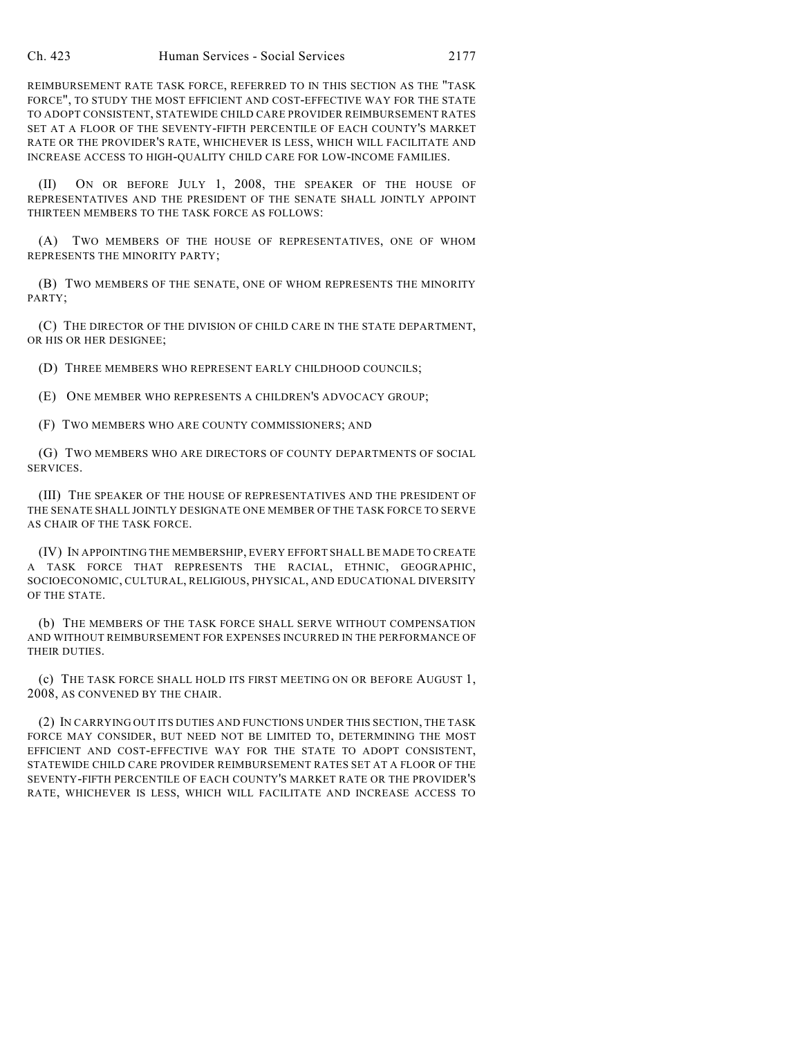REIMBURSEMENT RATE TASK FORCE, REFERRED TO IN THIS SECTION AS THE "TASK FORCE", TO STUDY THE MOST EFFICIENT AND COST-EFFECTIVE WAY FOR THE STATE TO ADOPT CONSISTENT, STATEWIDE CHILD CARE PROVIDER REIMBURSEMENT RATES SET AT A FLOOR OF THE SEVENTY-FIFTH PERCENTILE OF EACH COUNTY'S MARKET RATE OR THE PROVIDER'S RATE, WHICHEVER IS LESS, WHICH WILL FACILITATE AND INCREASE ACCESS TO HIGH-QUALITY CHILD CARE FOR LOW-INCOME FAMILIES.

(II) ON OR BEFORE JULY 1, 2008, THE SPEAKER OF THE HOUSE OF REPRESENTATIVES AND THE PRESIDENT OF THE SENATE SHALL JOINTLY APPOINT THIRTEEN MEMBERS TO THE TASK FORCE AS FOLLOWS:

(A) TWO MEMBERS OF THE HOUSE OF REPRESENTATIVES, ONE OF WHOM REPRESENTS THE MINORITY PARTY;

(B) TWO MEMBERS OF THE SENATE, ONE OF WHOM REPRESENTS THE MINORITY PARTY;

(C) THE DIRECTOR OF THE DIVISION OF CHILD CARE IN THE STATE DEPARTMENT, OR HIS OR HER DESIGNEE;

(D) THREE MEMBERS WHO REPRESENT EARLY CHILDHOOD COUNCILS;

(E) ONE MEMBER WHO REPRESENTS A CHILDREN'S ADVOCACY GROUP;

(F) TWO MEMBERS WHO ARE COUNTY COMMISSIONERS; AND

(G) TWO MEMBERS WHO ARE DIRECTORS OF COUNTY DEPARTMENTS OF SOCIAL SERVICES.

(III) THE SPEAKER OF THE HOUSE OF REPRESENTATIVES AND THE PRESIDENT OF THE SENATE SHALL JOINTLY DESIGNATE ONE MEMBER OF THE TASK FORCE TO SERVE AS CHAIR OF THE TASK FORCE.

(IV) IN APPOINTING THE MEMBERSHIP, EVERY EFFORT SHALL BE MADE TO CREATE A TASK FORCE THAT REPRESENTS THE RACIAL, ETHNIC, GEOGRAPHIC, SOCIOECONOMIC, CULTURAL, RELIGIOUS, PHYSICAL, AND EDUCATIONAL DIVERSITY OF THE STATE.

(b) THE MEMBERS OF THE TASK FORCE SHALL SERVE WITHOUT COMPENSATION AND WITHOUT REIMBURSEMENT FOR EXPENSES INCURRED IN THE PERFORMANCE OF THEIR DUTIES.

(c) THE TASK FORCE SHALL HOLD ITS FIRST MEETING ON OR BEFORE AUGUST 1, 2008, AS CONVENED BY THE CHAIR.

(2) IN CARRYING OUT ITS DUTIES AND FUNCTIONS UNDER THIS SECTION, THE TASK FORCE MAY CONSIDER, BUT NEED NOT BE LIMITED TO, DETERMINING THE MOST EFFICIENT AND COST-EFFECTIVE WAY FOR THE STATE TO ADOPT CONSISTENT, STATEWIDE CHILD CARE PROVIDER REIMBURSEMENT RATES SET AT A FLOOR OF THE SEVENTY-FIFTH PERCENTILE OF EACH COUNTY'S MARKET RATE OR THE PROVIDER'S RATE, WHICHEVER IS LESS, WHICH WILL FACILITATE AND INCREASE ACCESS TO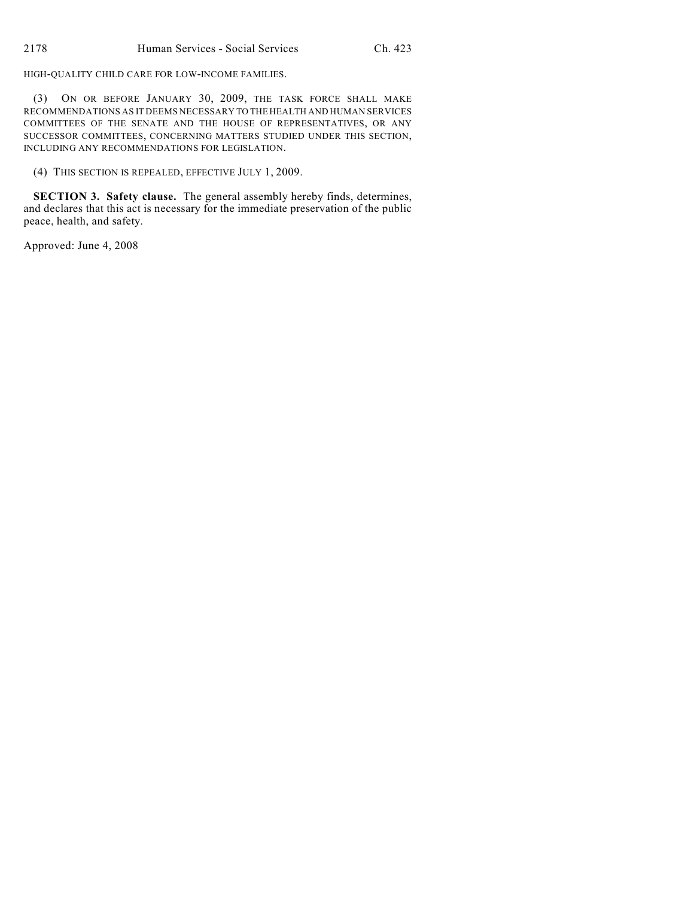HIGH-QUALITY CHILD CARE FOR LOW-INCOME FAMILIES.

(3) ON OR BEFORE JANUARY 30, 2009, THE TASK FORCE SHALL MAKE RECOMMENDATIONS AS IT DEEMS NECESSARY TO THE HEALTH AND HUMAN SERVICES COMMITTEES OF THE SENATE AND THE HOUSE OF REPRESENTATIVES, OR ANY SUCCESSOR COMMITTEES, CONCERNING MATTERS STUDIED UNDER THIS SECTION, INCLUDING ANY RECOMMENDATIONS FOR LEGISLATION.

(4) THIS SECTION IS REPEALED, EFFECTIVE JULY 1, 2009.

**SECTION 3. Safety clause.** The general assembly hereby finds, determines, and declares that this act is necessary for the immediate preservation of the public peace, health, and safety.

Approved: June 4, 2008